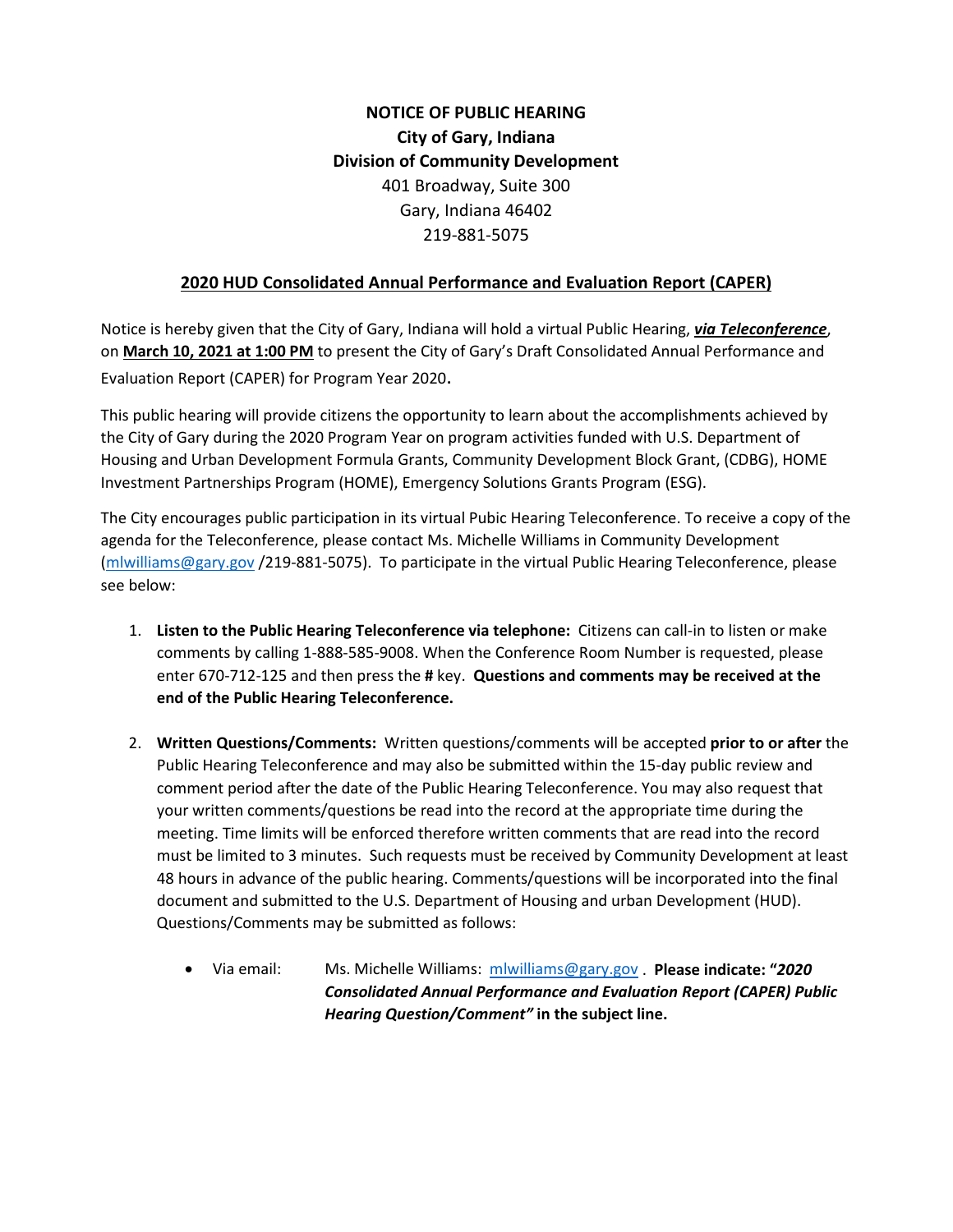**NOTICE OF PUBLIC HEARING**
**City of Gary, Indiana**
**Division of Community Development**
401 Broadway, Suite 300
Gary, Indiana 46402
219-881-5075

## 2020 HUD Consolidated Annual Performance and Evaluation Report (CAPER)

Notice is hereby given that the City of Gary, Indiana will hold a virtual Public Hearing, ***via Teleconference***, on **March 10, 2021 at 1:00 PM** to present the City of Gary's Draft Consolidated Annual Performance and Evaluation Report (CAPER) for Program Year 2020**.**

This public hearing will provide citizens the opportunity to learn about the accomplishments achieved by the City of Gary during the 2020 Program Year on program activities funded with U.S. Department of Housing and Urban Development Formula Grants, Community Development Block Grant, (CDBG), HOME Investment Partnerships Program (HOME), Emergency Solutions Grants Program (ESG).

The City encourages public participation in its virtual Pubic Hearing Teleconference. To receive a copy of the agenda for the Teleconference, please contact Ms. Michelle Williams in Community Development (mlwilliams@gary.gov /219-881-5075). To participate in the virtual Public Hearing Teleconference, please see below:

1. **Listen to the Public Hearing Teleconference via telephone:** Citizens can call-in to listen or make comments by calling 1-888-585-9008. When the Conference Room Number is requested, please enter 670-712-125 and then press the **#** key. **Questions and comments may be received at the end of the Public Hearing Teleconference.**

2. **Written Questions/Comments:** Written questions/comments will be accepted **prior to or after** the Public Hearing Teleconference and may also be submitted within the 15-day public review and comment period after the date of the Public Hearing Teleconference. You may also request that your written comments/questions be read into the record at the appropriate time during the meeting. Time limits will be enforced therefore written comments that are read into the record must be limited to 3 minutes. Such requests must be received by Community Development at least 48 hours in advance of the public hearing. Comments/questions will be incorporated into the final document and submitted to the U.S. Department of Housing and urban Development (HUD). Questions/Comments may be submitted as follows:

   - Via email: Ms. Michelle Williams: mlwilliams@gary.gov . **Please indicate: "*2020 Consolidated Annual Performance and Evaluation Report (CAPER) Public Hearing Question/Comment*" in the subject line.**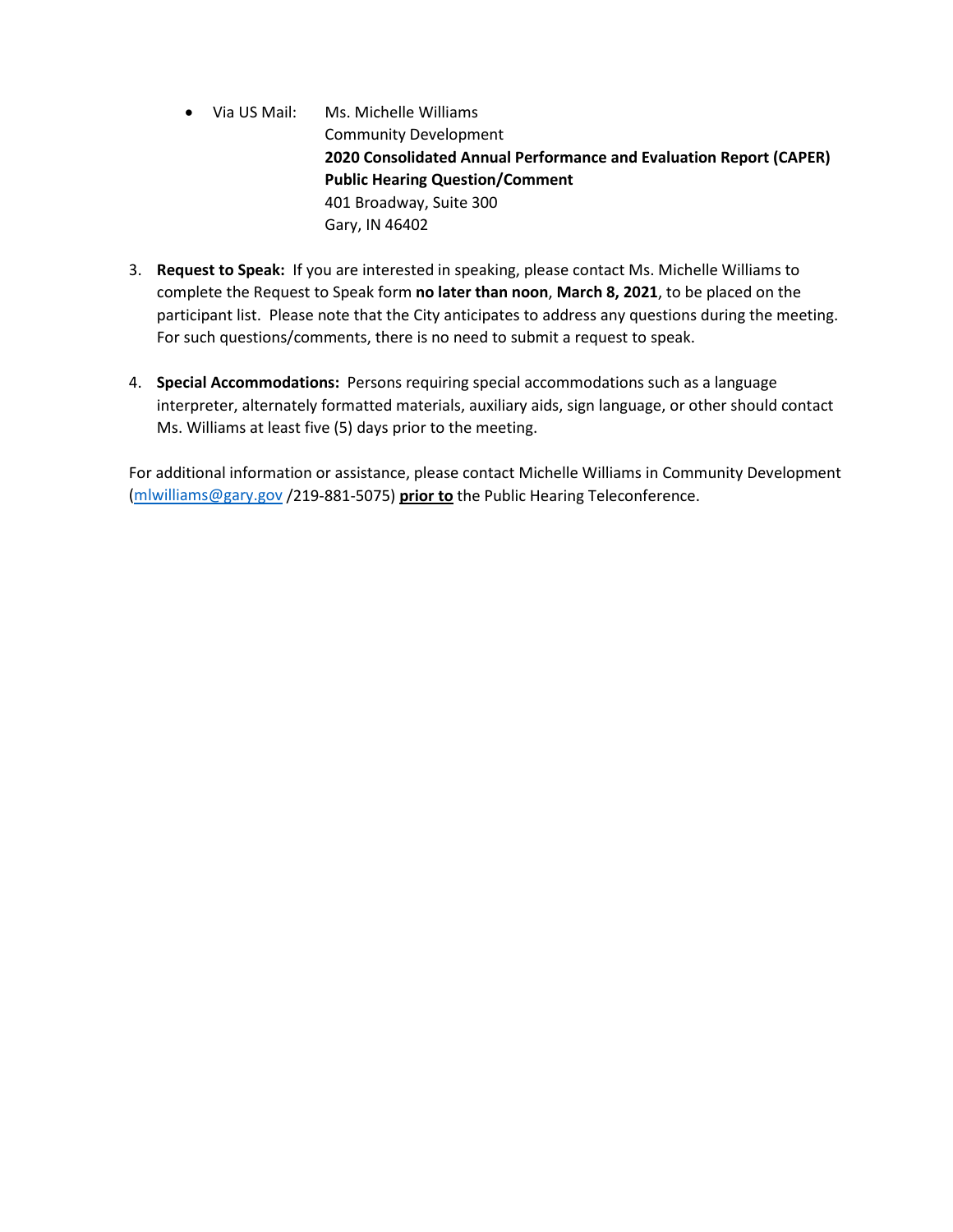- Via US Mail: Ms. Michelle Williams
  Community Development
  **2020 Consolidated Annual Performance and Evaluation Report (CAPER)**
  **Public Hearing Question/Comment**
  401 Broadway, Suite 300
  Gary, IN 46402

3. **Request to Speak:** If you are interested in speaking, please contact Ms. Michelle Williams to complete the Request to Speak form **no later than noon**, **March 8, 2021**, to be placed on the participant list. Please note that the City anticipates to address any questions during the meeting. For such questions/comments, there is no need to submit a request to speak.

4. **Special Accommodations:** Persons requiring special accommodations such as a language interpreter, alternately formatted materials, auxiliary aids, sign language, or other should contact Ms. Williams at least five (5) days prior to the meeting.

For additional information or assistance, please contact Michelle Williams in Community Development (mlwilliams@gary.gov /219-881-5075) ***prior to*** the Public Hearing Teleconference.